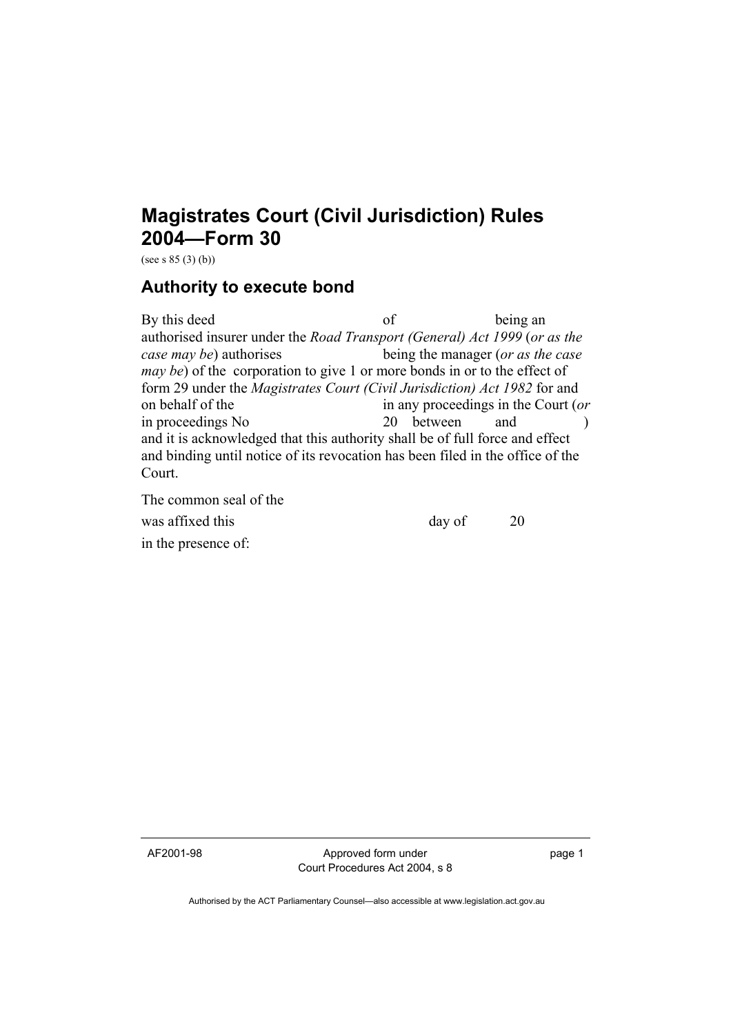# Magistrates Court (Civil Jurisdiction) Rules 2004—Form 30

(see s 85 (3) (b))

## Authority to execute bond

By this deed                                of                        being an authorised insurer under the *Road Transport (General) Act 1999* (*or as the case may be*) authorises                        being the manager (*or as the case may be*) of the corporation to give 1 or more bonds in or to the effect of form 29 under the *Magistrates Court (Civil Jurisdiction) Act 1982* for and on behalf of the                        in any proceedings in the Court (*or* in proceedings No                        20    between          and          ) and it is acknowledged that this authority shall be of full force and effect and binding until notice of its revocation has been filed in the office of the Court.

The common seal of the

was affixed this                                        day of          20

in the presence of: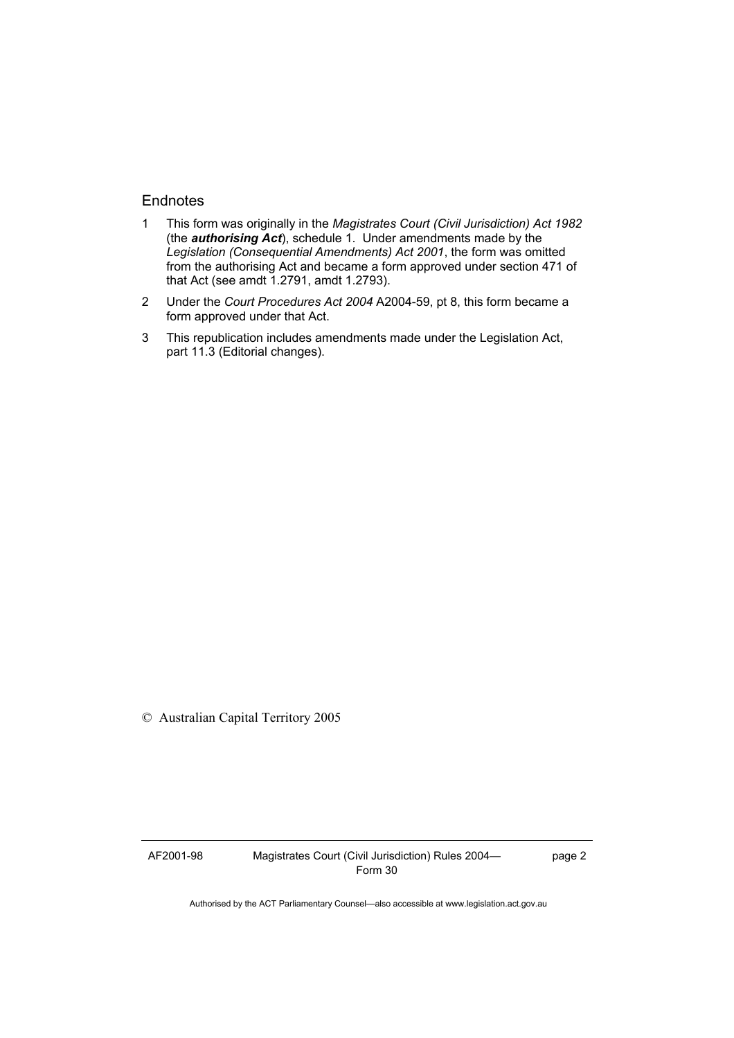## Endnotes

1. This form was originally in the *Magistrates Court (Civil Jurisdiction) Act 1982* (the ***authorising Act***), schedule 1. Under amendments made by the *Legislation (Consequential Amendments) Act 2001*, the form was omitted from the authorising Act and became a form approved under section 471 of that Act (see amdt 1.2791, amdt 1.2793).
2. Under the *Court Procedures Act 2004* A2004-59, pt 8, this form became a form approved under that Act.
3. This republication includes amendments made under the Legislation Act, part 11.3 (Editorial changes).

© Australian Capital Territory 2005